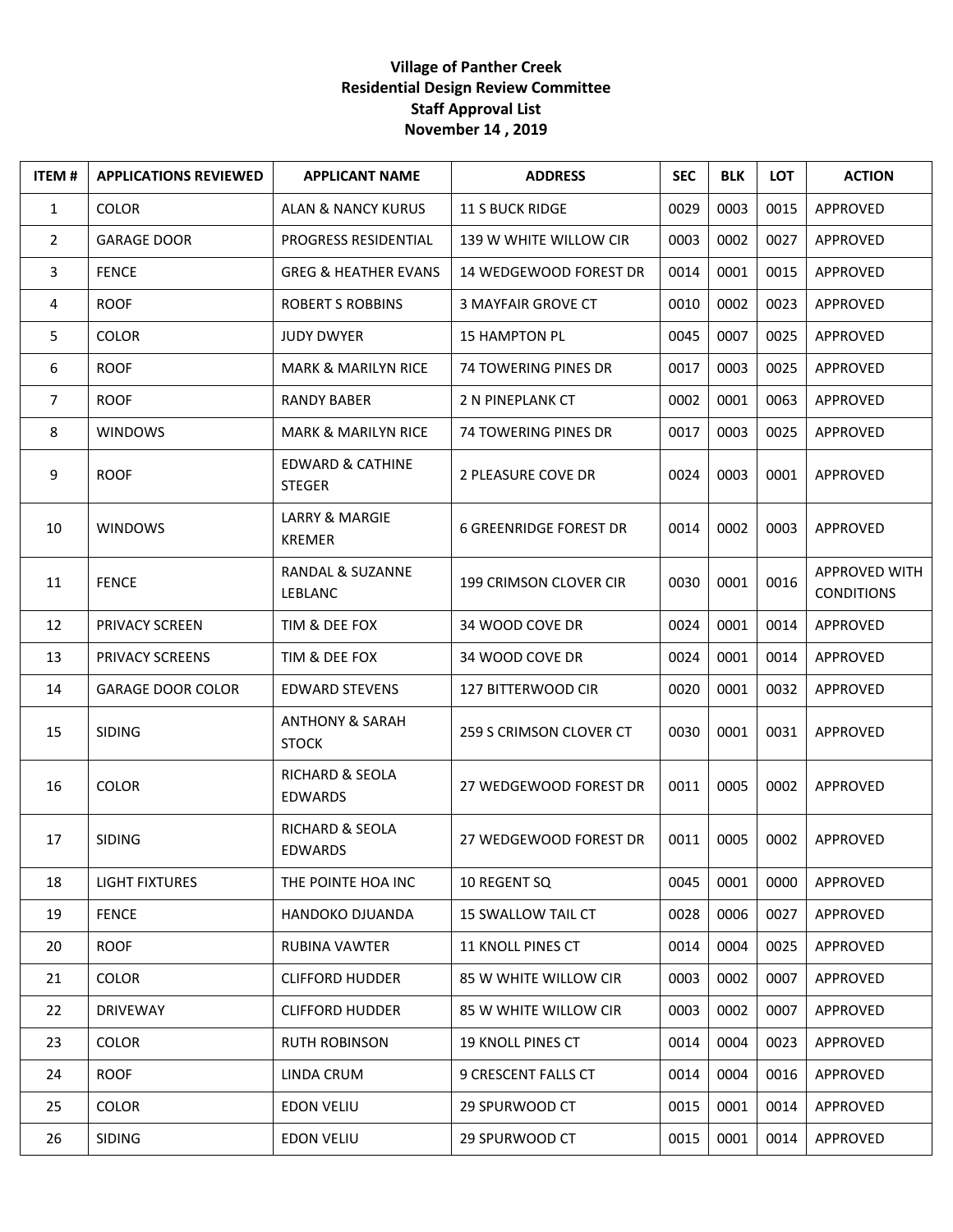**Village of Panther Creek**
**Residential Design Review Committee**
**Staff Approval List**
**November 14 , 2019**

| ITEM # | APPLICATIONS REVIEWED | APPLICANT NAME | ADDRESS | SEC | BLK | LOT | ACTION |
|---|---|---|---|---|---|---|---|
| 1 | COLOR | ALAN & NANCY KURUS | 11 S BUCK RIDGE | 0029 | 0003 | 0015 | APPROVED |
| 2 | GARAGE DOOR | PROGRESS RESIDENTIAL | 139 W WHITE WILLOW CIR | 0003 | 0002 | 0027 | APPROVED |
| 3 | FENCE | GREG & HEATHER EVANS | 14 WEDGEWOOD FOREST DR | 0014 | 0001 | 0015 | APPROVED |
| 4 | ROOF | ROBERT S ROBBINS | 3 MAYFAIR GROVE CT | 0010 | 0002 | 0023 | APPROVED |
| 5 | COLOR | JUDY DWYER | 15 HAMPTON PL | 0045 | 0007 | 0025 | APPROVED |
| 6 | ROOF | MARK & MARILYN RICE | 74 TOWERING PINES DR | 0017 | 0003 | 0025 | APPROVED |
| 7 | ROOF | RANDY BABER | 2 N PINEPLANK CT | 0002 | 0001 | 0063 | APPROVED |
| 8 | WINDOWS | MARK & MARILYN RICE | 74 TOWERING PINES DR | 0017 | 0003 | 0025 | APPROVED |
| 9 | ROOF | EDWARD & CATHINE STEGER | 2 PLEASURE COVE DR | 0024 | 0003 | 0001 | APPROVED |
| 10 | WINDOWS | LARRY & MARGIE KREMER | 6 GREENRIDGE FOREST DR | 0014 | 0002 | 0003 | APPROVED |
| 11 | FENCE | RANDAL & SUZANNE LEBLANC | 199 CRIMSON CLOVER CIR | 0030 | 0001 | 0016 | APPROVED WITH CONDITIONS |
| 12 | PRIVACY SCREEN | TIM & DEE FOX | 34 WOOD COVE DR | 0024 | 0001 | 0014 | APPROVED |
| 13 | PRIVACY SCREENS | TIM & DEE FOX | 34 WOOD COVE DR | 0024 | 0001 | 0014 | APPROVED |
| 14 | GARAGE DOOR COLOR | EDWARD STEVENS | 127 BITTERWOOD CIR | 0020 | 0001 | 0032 | APPROVED |
| 15 | SIDING | ANTHONY & SARAH STOCK | 259 S CRIMSON CLOVER CT | 0030 | 0001 | 0031 | APPROVED |
| 16 | COLOR | RICHARD & SEOLA EDWARDS | 27 WEDGEWOOD FOREST DR | 0011 | 0005 | 0002 | APPROVED |
| 17 | SIDING | RICHARD & SEOLA EDWARDS | 27 WEDGEWOOD FOREST DR | 0011 | 0005 | 0002 | APPROVED |
| 18 | LIGHT FIXTURES | THE POINTE HOA INC | 10 REGENT SQ | 0045 | 0001 | 0000 | APPROVED |
| 19 | FENCE | HANDOKO DJUANDA | 15 SWALLOW TAIL CT | 0028 | 0006 | 0027 | APPROVED |
| 20 | ROOF | RUBINA VAWTER | 11 KNOLL PINES CT | 0014 | 0004 | 0025 | APPROVED |
| 21 | COLOR | CLIFFORD HUDDER | 85 W WHITE WILLOW CIR | 0003 | 0002 | 0007 | APPROVED |
| 22 | DRIVEWAY | CLIFFORD HUDDER | 85 W WHITE WILLOW CIR | 0003 | 0002 | 0007 | APPROVED |
| 23 | COLOR | RUTH ROBINSON | 19 KNOLL PINES CT | 0014 | 0004 | 0023 | APPROVED |
| 24 | ROOF | LINDA CRUM | 9 CRESCENT FALLS CT | 0014 | 0004 | 0016 | APPROVED |
| 25 | COLOR | EDON VELIU | 29 SPURWOOD CT | 0015 | 0001 | 0014 | APPROVED |
| 26 | SIDING | EDON VELIU | 29 SPURWOOD CT | 0015 | 0001 | 0014 | APPROVED |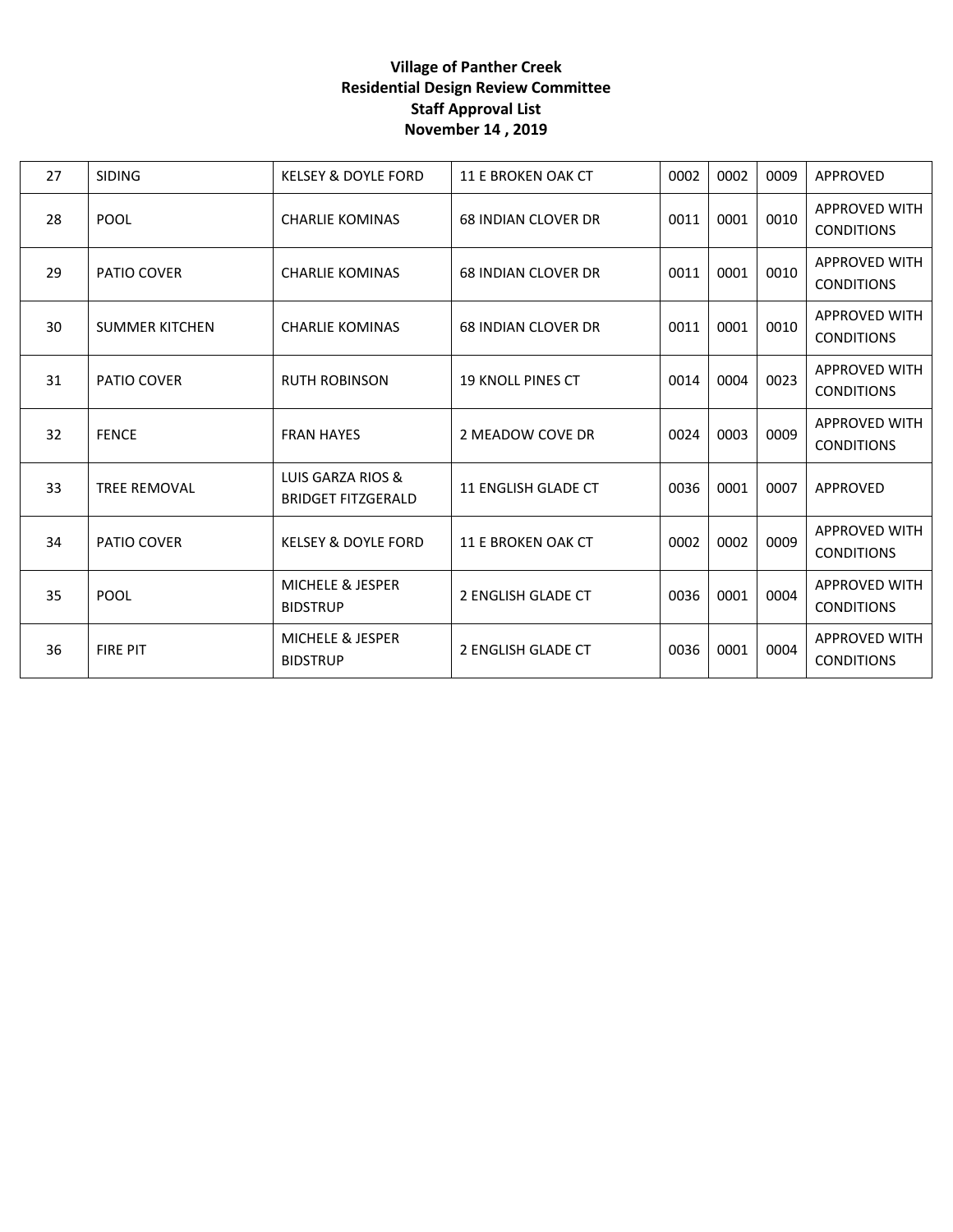**Village of Panther Creek**
**Residential Design Review Committee**
**Staff Approval List**
**November 14 , 2019**

| | | | | | | | |
|---|---|---|---|---|---|---|---|
| 27 | SIDING | KELSEY & DOYLE FORD | 11 E BROKEN OAK CT | 0002 | 0002 | 0009 | APPROVED |
| 28 | POOL | CHARLIE KOMINAS | 68 INDIAN CLOVER DR | 0011 | 0001 | 0010 | APPROVED WITH CONDITIONS |
| 29 | PATIO COVER | CHARLIE KOMINAS | 68 INDIAN CLOVER DR | 0011 | 0001 | 0010 | APPROVED WITH CONDITIONS |
| 30 | SUMMER KITCHEN | CHARLIE KOMINAS | 68 INDIAN CLOVER DR | 0011 | 0001 | 0010 | APPROVED WITH CONDITIONS |
| 31 | PATIO COVER | RUTH ROBINSON | 19 KNOLL PINES CT | 0014 | 0004 | 0023 | APPROVED WITH CONDITIONS |
| 32 | FENCE | FRAN HAYES | 2 MEADOW COVE DR | 0024 | 0003 | 0009 | APPROVED WITH CONDITIONS |
| 33 | TREE REMOVAL | LUIS GARZA RIOS & BRIDGET FITZGERALD | 11 ENGLISH GLADE CT | 0036 | 0001 | 0007 | APPROVED |
| 34 | PATIO COVER | KELSEY & DOYLE FORD | 11 E BROKEN OAK CT | 0002 | 0002 | 0009 | APPROVED WITH CONDITIONS |
| 35 | POOL | MICHELE & JESPER BIDSTRUP | 2 ENGLISH GLADE CT | 0036 | 0001 | 0004 | APPROVED WITH CONDITIONS |
| 36 | FIRE PIT | MICHELE & JESPER BIDSTRUP | 2 ENGLISH GLADE CT | 0036 | 0001 | 0004 | APPROVED WITH CONDITIONS |